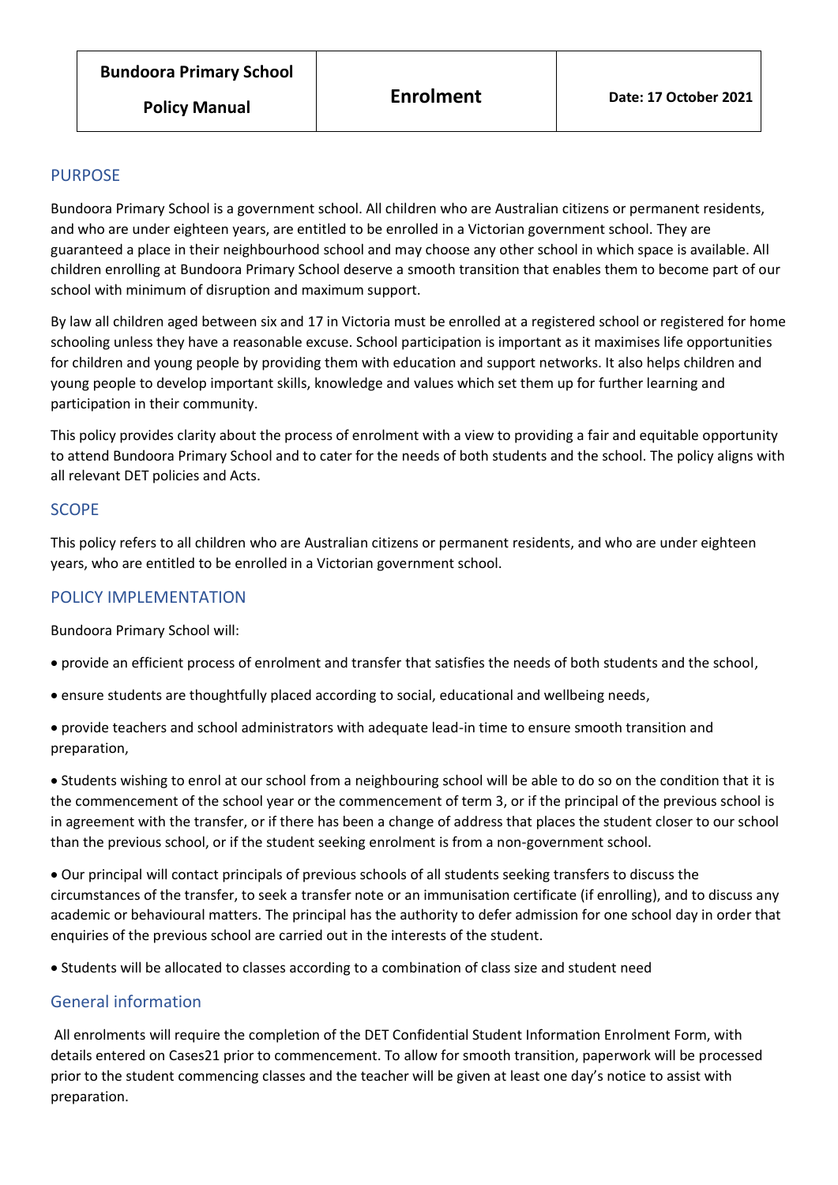| Bundoora Primary School<br>Policy Manual | Enrolment | Date: 17 October 2021 |
|---|---|---|

## PURPOSE

Bundoora Primary School is a government school. All children who are Australian citizens or permanent residents, and who are under eighteen years, are entitled to be enrolled in a Victorian government school. They are guaranteed a place in their neighbourhood school and may choose any other school in which space is available. All children enrolling at Bundoora Primary School deserve a smooth transition that enables them to become part of our school with minimum of disruption and maximum support.

By law all children aged between six and 17 in Victoria must be enrolled at a registered school or registered for home schooling unless they have a reasonable excuse. School participation is important as it maximises life opportunities for children and young people by providing them with education and support networks. It also helps children and young people to develop important skills, knowledge and values which set them up for further learning and participation in their community.

This policy provides clarity about the process of enrolment with a view to providing a fair and equitable opportunity to attend Bundoora Primary School and to cater for the needs of both students and the school. The policy aligns with all relevant DET policies and Acts.

## SCOPE

This policy refers to all children who are Australian citizens or permanent residents, and who are under eighteen years, who are entitled to be enrolled in a Victorian government school.

## POLICY IMPLEMENTATION

Bundoora Primary School will:

- provide an efficient process of enrolment and transfer that satisfies the needs of both students and the school,
- ensure students are thoughtfully placed according to social, educational and wellbeing needs,
- provide teachers and school administrators with adequate lead-in time to ensure smooth transition and preparation,
- Students wishing to enrol at our school from a neighbouring school will be able to do so on the condition that it is the commencement of the school year or the commencement of term 3, or if the principal of the previous school is in agreement with the transfer, or if there has been a change of address that places the student closer to our school than the previous school, or if the student seeking enrolment is from a non-government school.
- Our principal will contact principals of previous schools of all students seeking transfers to discuss the circumstances of the transfer, to seek a transfer note or an immunisation certificate (if enrolling), and to discuss any academic or behavioural matters. The principal has the authority to defer admission for one school day in order that enquiries of the previous school are carried out in the interests of the student.
- Students will be allocated to classes according to a combination of class size and student need

## General information

All enrolments will require the completion of the DET Confidential Student Information Enrolment Form, with details entered on Cases21 prior to commencement. To allow for smooth transition, paperwork will be processed prior to the student commencing classes and the teacher will be given at least one day's notice to assist with preparation.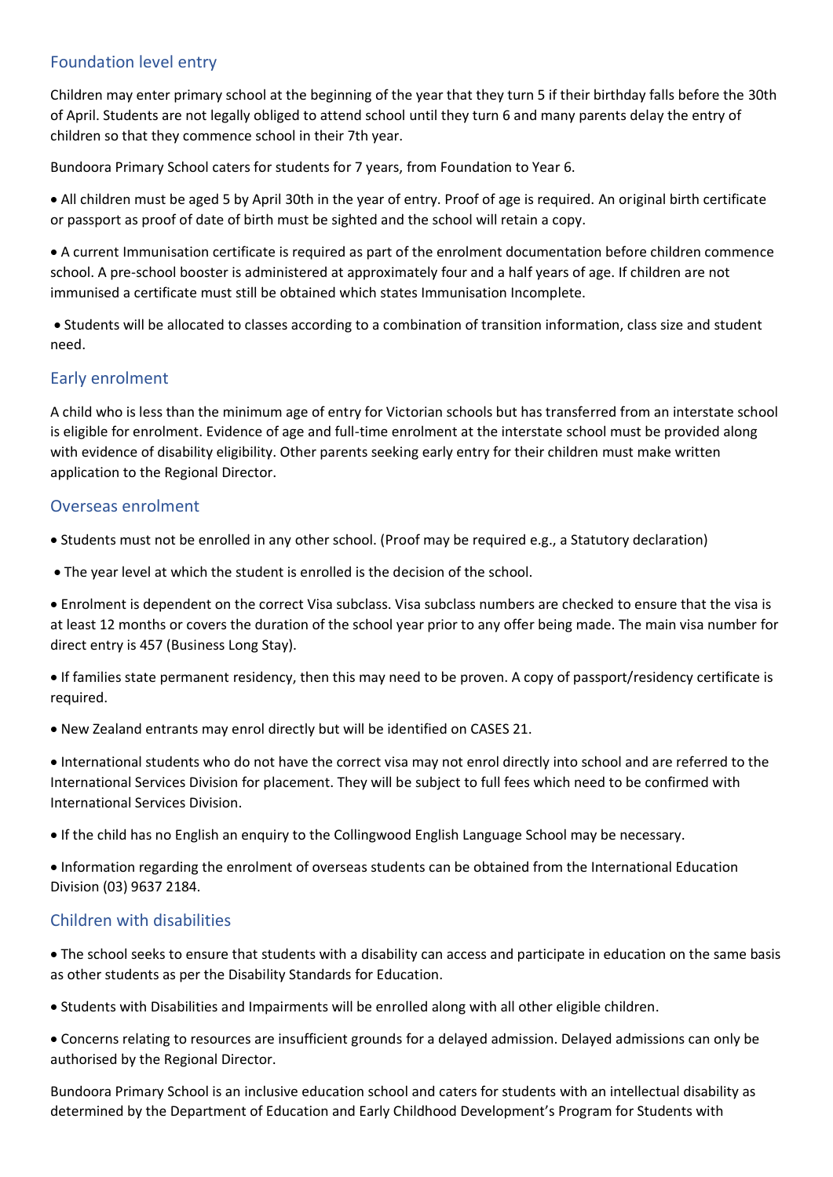## Foundation level entry

Children may enter primary school at the beginning of the year that they turn 5 if their birthday falls before the 30th of April. Students are not legally obliged to attend school until they turn 6 and many parents delay the entry of children so that they commence school in their 7th year.

Bundoora Primary School caters for students for 7 years, from Foundation to Year 6.

- All children must be aged 5 by April 30th in the year of entry. Proof of age is required. An original birth certificate or passport as proof of date of birth must be sighted and the school will retain a copy.
- A current Immunisation certificate is required as part of the enrolment documentation before children commence school. A pre-school booster is administered at approximately four and a half years of age. If children are not immunised a certificate must still be obtained which states Immunisation Incomplete.
- Students will be allocated to classes according to a combination of transition information, class size and student need.

## Early enrolment

A child who is less than the minimum age of entry for Victorian schools but has transferred from an interstate school is eligible for enrolment. Evidence of age and full-time enrolment at the interstate school must be provided along with evidence of disability eligibility. Other parents seeking early entry for their children must make written application to the Regional Director.

## Overseas enrolment

- Students must not be enrolled in any other school. (Proof may be required e.g., a Statutory declaration)
- The year level at which the student is enrolled is the decision of the school.
- Enrolment is dependent on the correct Visa subclass. Visa subclass numbers are checked to ensure that the visa is at least 12 months or covers the duration of the school year prior to any offer being made. The main visa number for direct entry is 457 (Business Long Stay).
- If families state permanent residency, then this may need to be proven. A copy of passport/residency certificate is required.
- New Zealand entrants may enrol directly but will be identified on CASES 21.
- International students who do not have the correct visa may not enrol directly into school and are referred to the International Services Division for placement. They will be subject to full fees which need to be confirmed with International Services Division.
- If the child has no English an enquiry to the Collingwood English Language School may be necessary.
- Information regarding the enrolment of overseas students can be obtained from the International Education Division (03) 9637 2184.

## Children with disabilities

- The school seeks to ensure that students with a disability can access and participate in education on the same basis as other students as per the Disability Standards for Education.
- Students with Disabilities and Impairments will be enrolled along with all other eligible children.
- Concerns relating to resources are insufficient grounds for a delayed admission. Delayed admissions can only be authorised by the Regional Director.

Bundoora Primary School is an inclusive education school and caters for students with an intellectual disability as determined by the Department of Education and Early Childhood Development's Program for Students with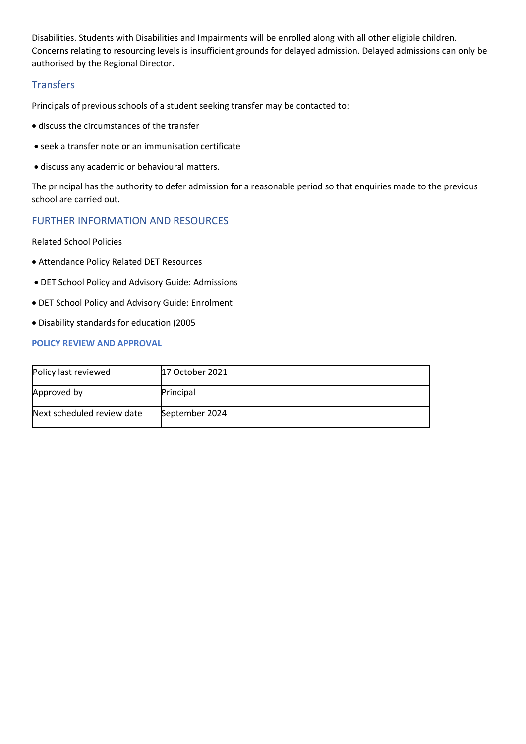Disabilities. Students with Disabilities and Impairments will be enrolled along with all other eligible children. Concerns relating to resourcing levels is insufficient grounds for delayed admission. Delayed admissions can only be authorised by the Regional Director.

## Transfers

Principals of previous schools of a student seeking transfer may be contacted to:

- discuss the circumstances of the transfer
- seek a transfer note or an immunisation certificate
- discuss any academic or behavioural matters.

The principal has the authority to defer admission for a reasonable period so that enquiries made to the previous school are carried out.

## FURTHER INFORMATION AND RESOURCES

Related School Policies

- Attendance Policy Related DET Resources
- DET School Policy and Advisory Guide: Admissions
- DET School Policy and Advisory Guide: Enrolment
- Disability standards for education (2005

### POLICY REVIEW AND APPROVAL

| | |
|---|---|
| Policy last reviewed | 17 October 2021 |
| Approved by | Principal |
| Next scheduled review date | September 2024 |